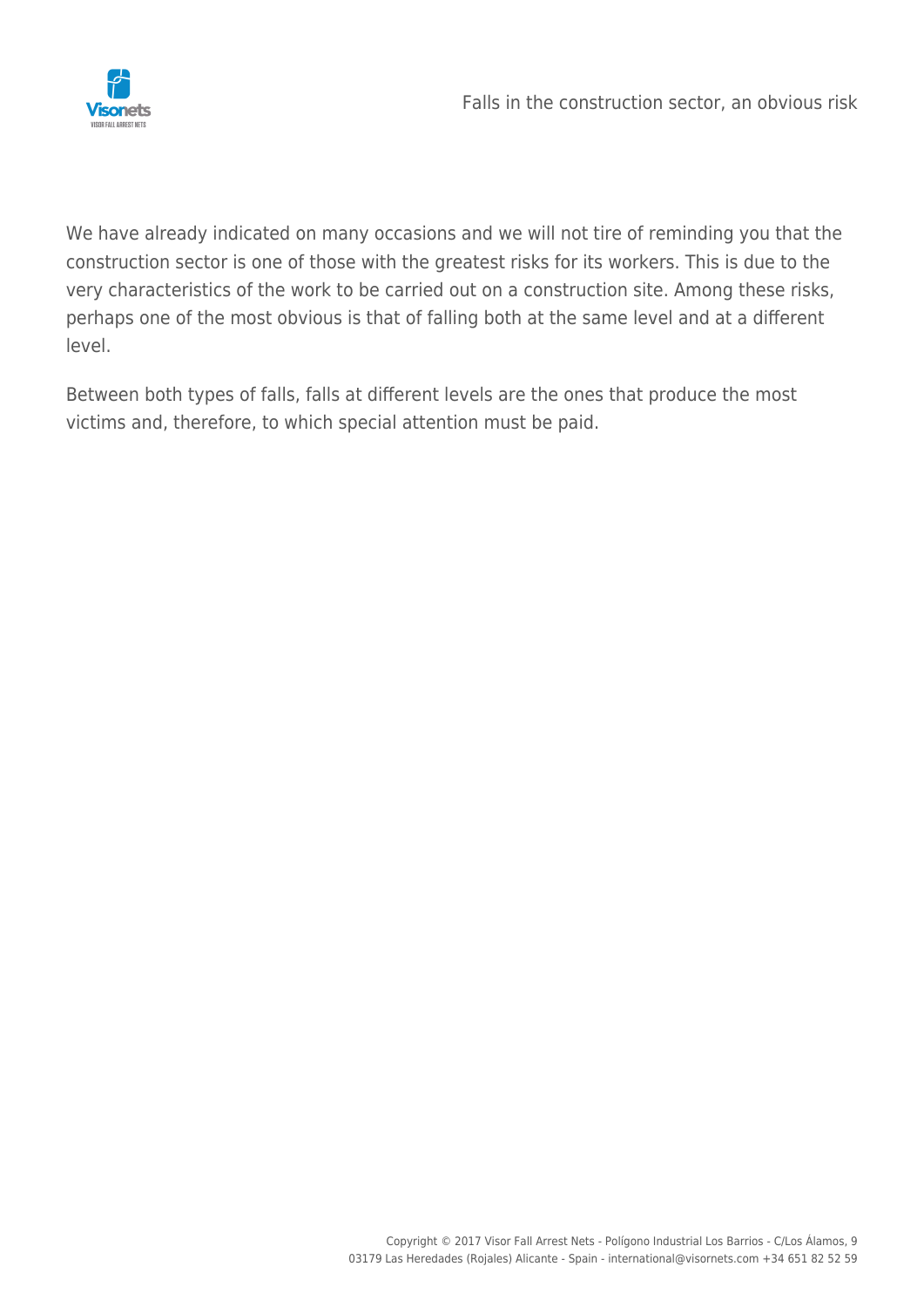# Falls in the construction sector, an obvious risk

We have already indicated on many occasions and we will not tire of reminding you that the construction sector is one of those with the greatest risks for its workers. This is due to the very characteristics of the work to be carried out on a construction site. Among these risks, perhaps one of the most obvious is that of falling both at the same level and at a different level.

Between both types of falls, falls at different levels are the ones that produce the most victims and, therefore, to which special attention must be paid.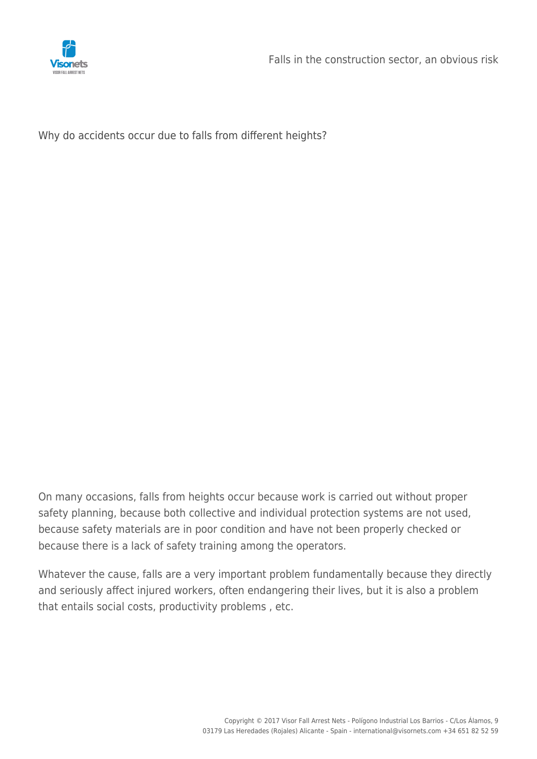Why do accidents occur due to falls from different heights?

On many occasions, falls from heights occur because work is carried out without proper safety planning, because both collective and individual protection systems are not used, because safety materials are in poor condition and have not been properly checked or because there is a lack of safety training among the operators.

Whatever the cause, falls are a very important problem fundamentally because they directly and seriously affect injured workers, often endangering their lives, but it is also a problem that entails social costs, productivity problems , etc.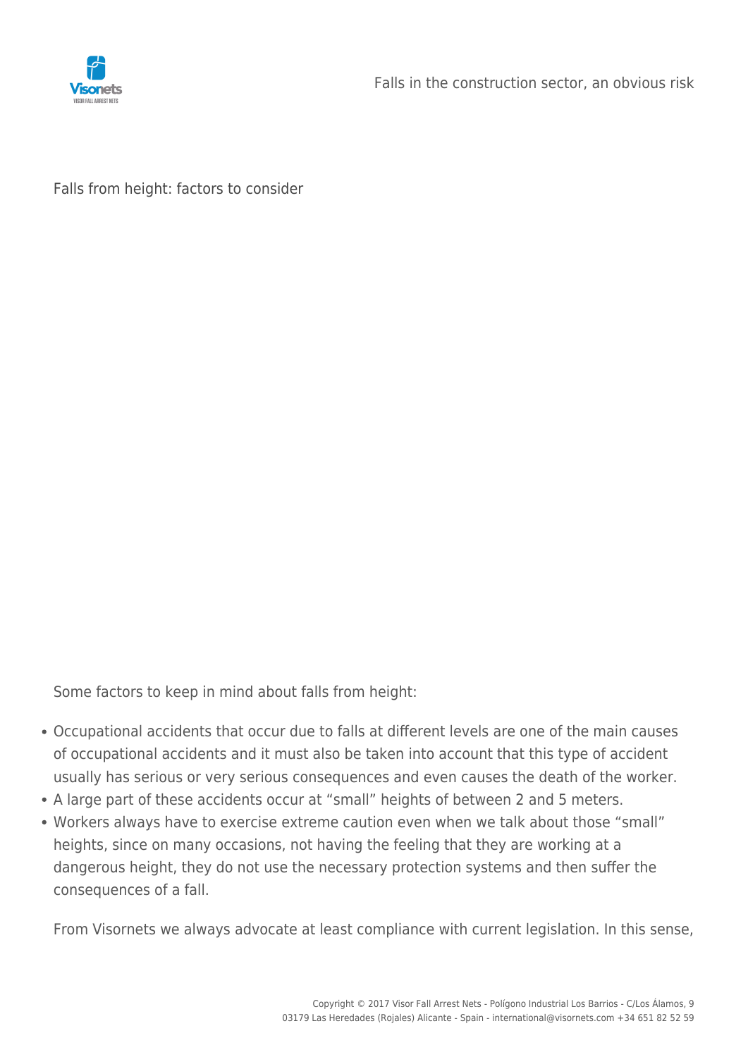Falls from height: factors to consider

Some factors to keep in mind about falls from height:

- Occupational accidents that occur due to falls at different levels are one of the main causes of occupational accidents and it must also be taken into account that this type of accident usually has serious or very serious consequences and even causes the death of the worker.
- A large part of these accidents occur at "small" heights of between 2 and 5 meters.
- Workers always have to exercise extreme caution even when we talk about those "small" heights, since on many occasions, not having the feeling that they are working at a dangerous height, they do not use the necessary protection systems and then suffer the consequences of a fall.

From Visornets we always advocate at least compliance with current legislation. In this sense,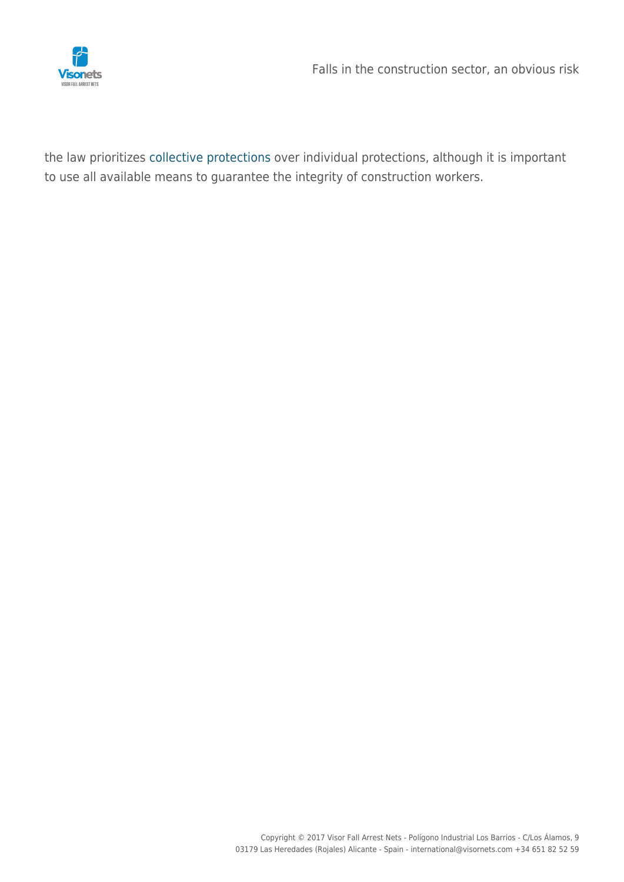the law prioritizes collective protections over individual protections, although it is important to use all available means to guarantee the integrity of construction workers.